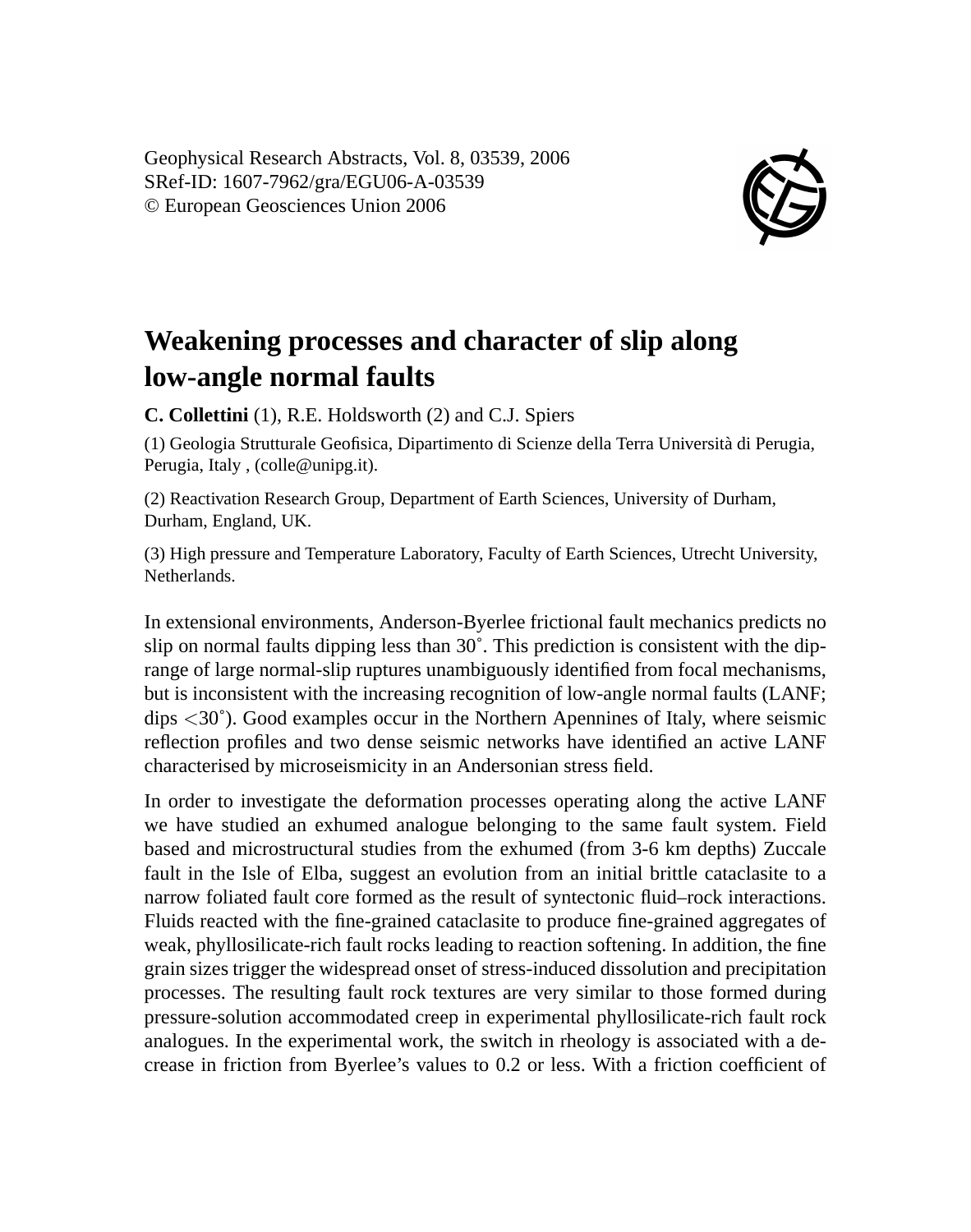Geophysical Research Abstracts, Vol. 8, 03539, 2006

SRef-ID: 1607-7962/gra/EGU06-A-03539

© European Geosciences Union 2006

# Weakening processes and character of slip along low-angle normal faults

**C. Collettini** (1), R.E. Holdsworth (2) and C.J. Spiers

(1) Geologia Strutturale Geofisica, Dipartimento di Scienze della Terra Università di Perugia, Perugia, Italy , (colle@unipg.it).

(2) Reactivation Research Group, Department of Earth Sciences, University of Durham, Durham, England, UK.

(3) High pressure and Temperature Laboratory, Faculty of Earth Sciences, Utrecht University, Netherlands.

In extensional environments, Anderson-Byerlee frictional fault mechanics predicts no slip on normal faults dipping less than 30˚. This prediction is consistent with the dip-range of large normal-slip ruptures unambiguously identified from focal mechanisms, but is inconsistent with the increasing recognition of low-angle normal faults (LANF; dips <30˚). Good examples occur in the Northern Apennines of Italy, where seismic reflection profiles and two dense seismic networks have identified an active LANF characterised by microseismicity in an Andersonian stress field.

In order to investigate the deformation processes operating along the active LANF we have studied an exhumed analogue belonging to the same fault system. Field based and microstructural studies from the exhumed (from 3-6 km depths) Zuccale fault in the Isle of Elba, suggest an evolution from an initial brittle cataclasite to a narrow foliated fault core formed as the result of syntectonic fluid–rock interactions. Fluids reacted with the fine-grained cataclasite to produce fine-grained aggregates of weak, phyllosilicate-rich fault rocks leading to reaction softening. In addition, the fine grain sizes trigger the widespread onset of stress-induced dissolution and precipitation processes. The resulting fault rock textures are very similar to those formed during pressure-solution accommodated creep in experimental phyllosilicate-rich fault rock analogues. In the experimental work, the switch in rheology is associated with a decrease in friction from Byerlee's values to 0.2 or less. With a friction coefficient of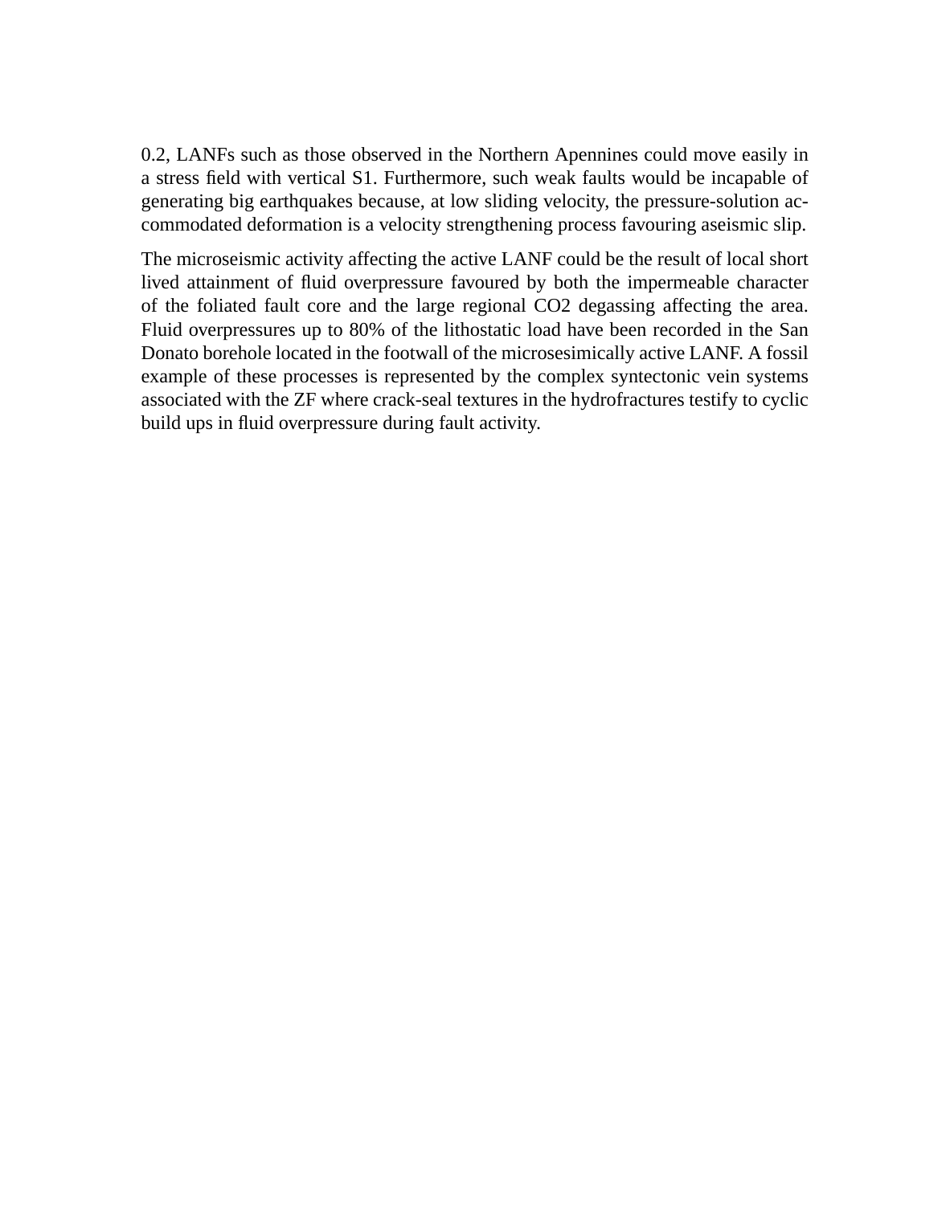0.2, LANFs such as those observed in the Northern Apennines could move easily in a stress field with vertical S1. Furthermore, such weak faults would be incapable of generating big earthquakes because, at low sliding velocity, the pressure-solution accommodated deformation is a velocity strengthening process favouring aseismic slip.

The microseismic activity affecting the active LANF could be the result of local short lived attainment of fluid overpressure favoured by both the impermeable character of the foliated fault core and the large regional $CO_2$ degassing affecting the area. Fluid overpressures up to 80% of the lithostatic load have been recorded in the San Donato borehole located in the footwall of the microsesimically active LANF. A fossil example of these processes is represented by the complex syntectonic vein systems associated with the ZF where crack-seal textures in the hydrofractures testify to cyclic build ups in fluid overpressure during fault activity.